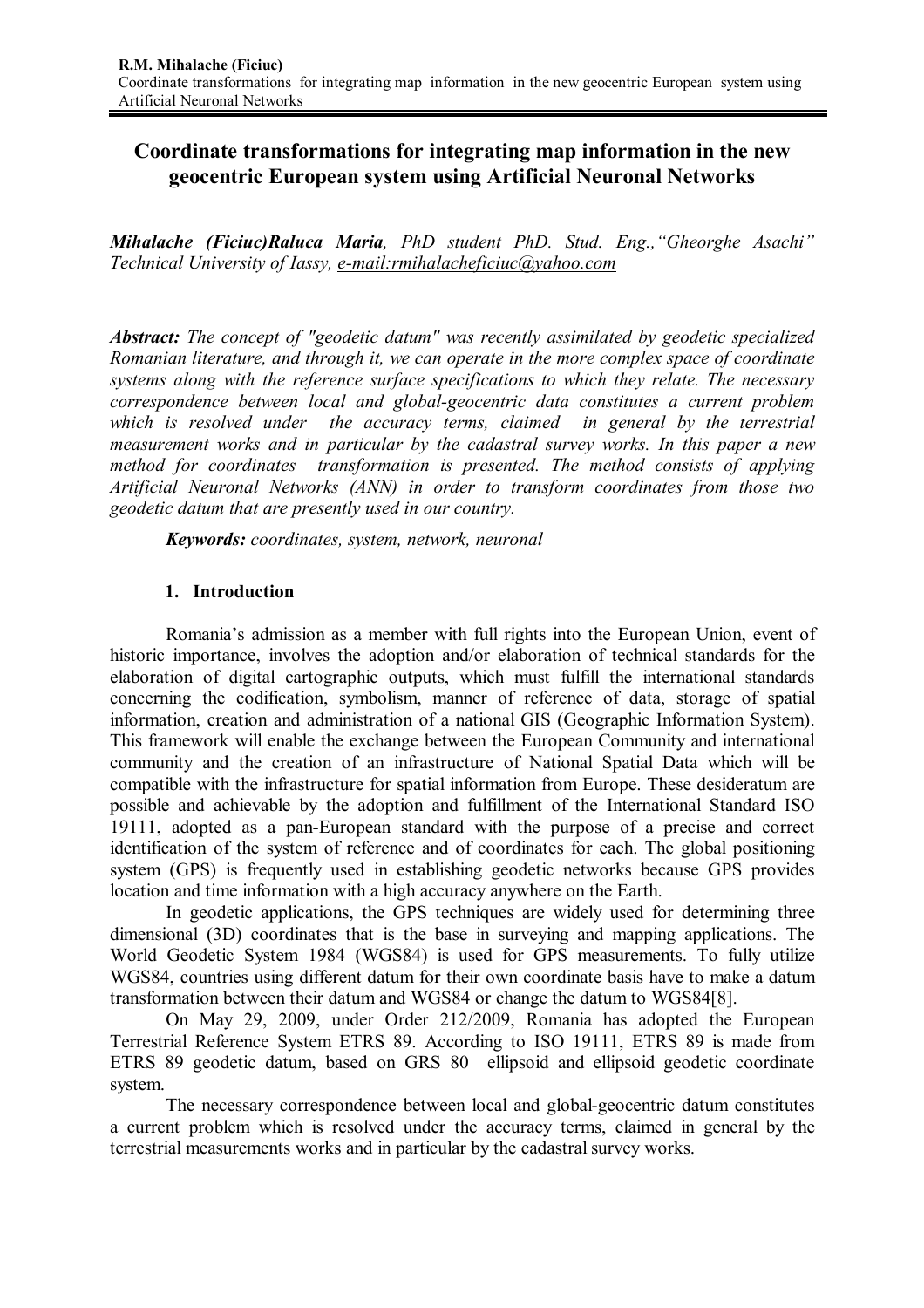# Coordinate transformations for integrating map information in the new geocentric European system using Artificial Neuronal Networks

***Mihalache (Ficiuc)Raluca Maria**, PhD student PhD. Stud. Eng.,"Gheorghe Asachi" Technical University of Iassy, e-mail:rmihalacheficiuc@yahoo.com*

***Abstract:** The concept of "geodetic datum" was recently assimilated by geodetic specialized Romanian literature, and through it, we can operate in the more complex space of coordinate systems along with the reference surface specifications to which they relate. The necessary correspondence between local and global-geocentric data constitutes a current problem which is resolved under the accuracy terms, claimed in general by the terrestrial measurement works and in particular by the cadastral survey works. In this paper a new method for coordinates transformation is presented. The method consists of applying Artificial Neuronal Networks (ANN) in order to transform coordinates from those two geodetic datum that are presently used in our country.*

***Keywords:** coordinates, system, network, neuronal*

## 1. Introduction

Romania's admission as a member with full rights into the European Union, event of historic importance, involves the adoption and/or elaboration of technical standards for the elaboration of digital cartographic outputs, which must fulfill the international standards concerning the codification, symbolism, manner of reference of data, storage of spatial information, creation and administration of a national GIS (Geographic Information System). This framework will enable the exchange between the European Community and international community and the creation of an infrastructure of National Spatial Data which will be compatible with the infrastructure for spatial information from Europe. These desideratum are possible and achievable by the adoption and fulfillment of the International Standard ISO 19111, adopted as a pan-European standard with the purpose of a precise and correct identification of the system of reference and of coordinates for each. The global positioning system (GPS) is frequently used in establishing geodetic networks because GPS provides location and time information with a high accuracy anywhere on the Earth.

In geodetic applications, the GPS techniques are widely used for determining three dimensional (3D) coordinates that is the base in surveying and mapping applications. The World Geodetic System 1984 (WGS84) is used for GPS measurements. To fully utilize WGS84, countries using different datum for their own coordinate basis have to make a datum transformation between their datum and WGS84 or change the datum to WGS84[8].

On May 29, 2009, under Order 212/2009, Romania has adopted the European Terrestrial Reference System ETRS 89. According to ISO 19111, ETRS 89 is made from ETRS 89 geodetic datum, based on GRS 80 ellipsoid and ellipsoid geodetic coordinate system.

The necessary correspondence between local and global-geocentric datum constitutes a current problem which is resolved under the accuracy terms, claimed in general by the terrestrial measurements works and in particular by the cadastral survey works.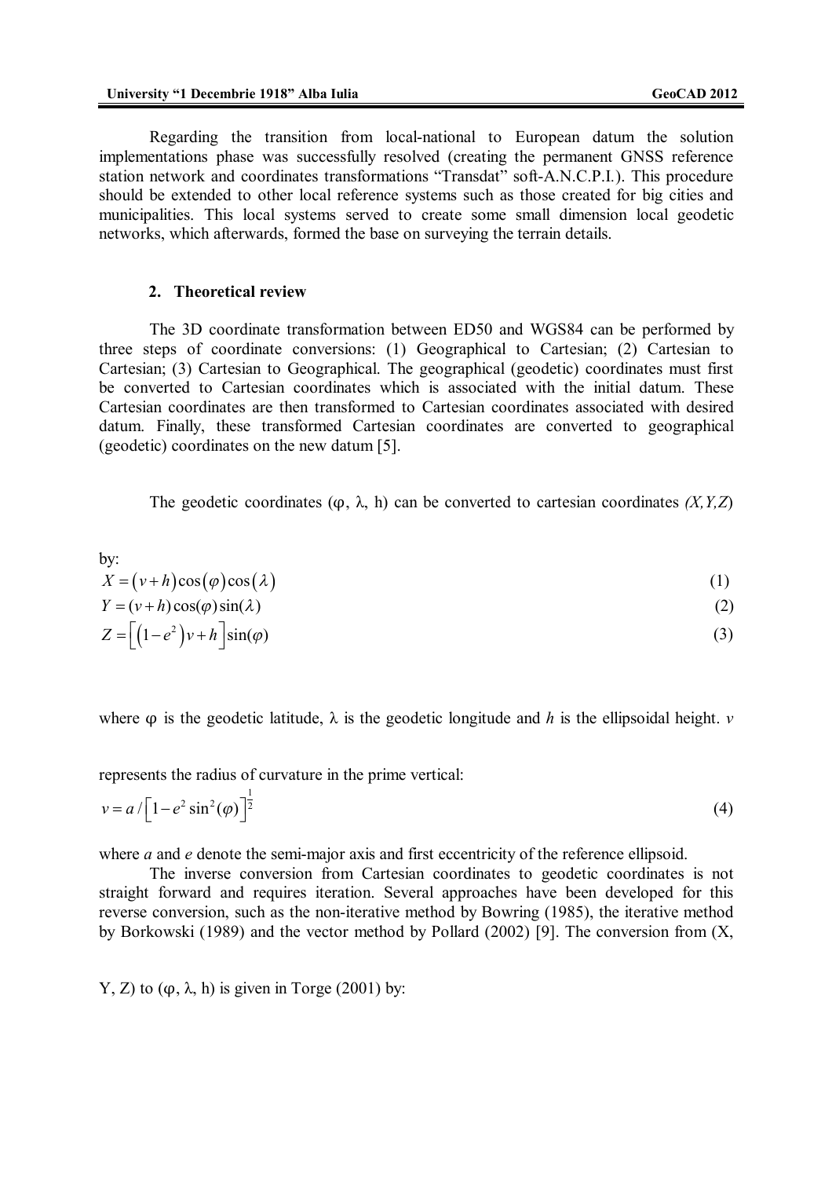Regarding the transition from local-national to European datum the solution implementations phase was successfully resolved (creating the permanent GNSS reference station network and coordinates transformations "Transdat" soft-A.N.C.P.I.). This procedure should be extended to other local reference systems such as those created for big cities and municipalities. This local systems served to create some small dimension local geodetic networks, which afterwards, formed the base on surveying the terrain details.

## 2. Theoretical review

The 3D coordinate transformation between ED50 and WGS84 can be performed by three steps of coordinate conversions: (1) Geographical to Cartesian; (2) Cartesian to Cartesian; (3) Cartesian to Geographical. The geographical (geodetic) coordinates must first be converted to Cartesian coordinates which is associated with the initial datum. These Cartesian coordinates are then transformed to Cartesian coordinates associated with desired datum. Finally, these transformed Cartesian coordinates are converted to geographical (geodetic) coordinates on the new datum [5].

The geodetic coordinates ($\varphi$, $\lambda$, h) can be converted to cartesian coordinates *(X,Y,Z)* by:

$$X = (v + h)\cos(\varphi)\cos(\lambda) \tag{1}$$

$$Y = (v + h)\cos(\varphi)\sin(\lambda) \tag{2}$$

$$Z = \left[\left(1 - e^2\right)v + h\right]\sin(\varphi) \tag{3}$$

where $\varphi$ is the geodetic latitude, $\lambda$ is the geodetic longitude and $h$ is the ellipsoidal height. $v$ represents the radius of curvature in the prime vertical:

$$v = a / \left[1 - e^2 \sin^2(\varphi)\right]^{\frac{1}{2}} \tag{4}$$

where $a$ and $e$ denote the semi-major axis and first eccentricity of the reference ellipsoid.

The inverse conversion from Cartesian coordinates to geodetic coordinates is not straight forward and requires iteration. Several approaches have been developed for this reverse conversion, such as the non-iterative method by Bowring (1985), the iterative method by Borkowski (1989) and the vector method by Pollard (2002) [9]. The conversion from (X, Y, Z) to ($\varphi$, $\lambda$, h) is given in Torge (2001) by: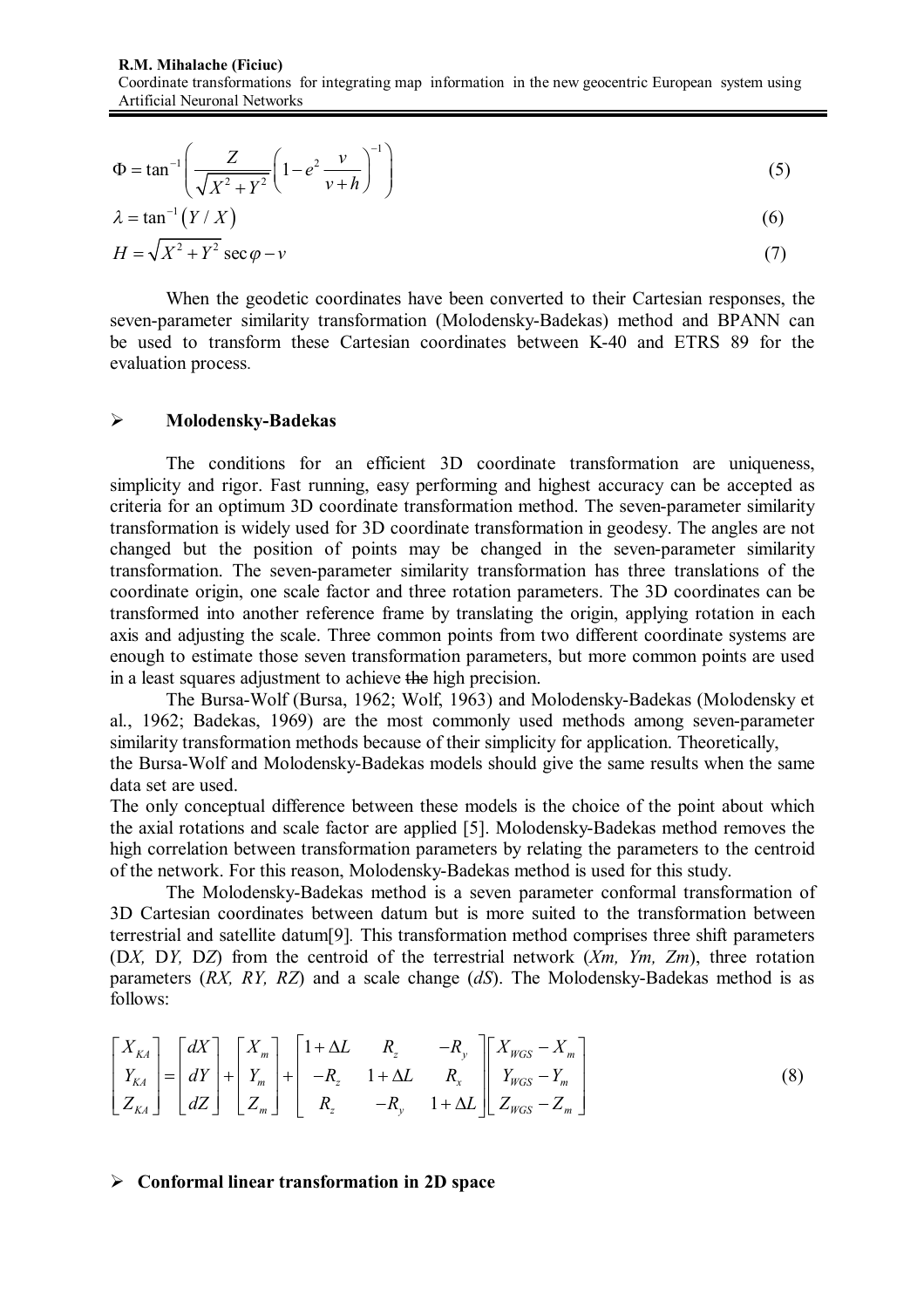$$\Phi = \tan^{-1}\left(\frac{Z}{\sqrt{X^2+Y^2}}\left(1-e^2\frac{v}{v+h}\right)^{-1}\right) \tag{5}$$

$$\lambda = \tan^{-1}\left(Y/X\right) \tag{6}$$

$$H = \sqrt{X^2+Y^2}\sec\varphi - v \tag{7}$$

When the geodetic coordinates have been converted to their Cartesian responses, the seven-parameter similarity transformation (Molodensky-Badekas) method and BPANN can be used to transform these Cartesian coordinates between K-40 and ETRS 89 for the evaluation process.

### ➢ Molodensky-Badekas

The conditions for an efficient 3D coordinate transformation are uniqueness, simplicity and rigor. Fast running, easy performing and highest accuracy can be accepted as criteria for an optimum 3D coordinate transformation method. The seven-parameter similarity transformation is widely used for 3D coordinate transformation in geodesy. The angles are not changed but the position of points may be changed in the seven-parameter similarity transformation. The seven-parameter similarity transformation has three translations of the coordinate origin, one scale factor and three rotation parameters. The 3D coordinates can be transformed into another reference frame by translating the origin, applying rotation in each axis and adjusting the scale. Three common points from two different coordinate systems are enough to estimate those seven transformation parameters, but more common points are used in a least squares adjustment to achieve ~~the~~ high precision.

The Bursa-Wolf (Bursa, 1962; Wolf, 1963) and Molodensky-Badekas (Molodensky et al., 1962; Badekas, 1969) are the most commonly used methods among seven-parameter similarity transformation methods because of their simplicity for application. Theoretically, the Bursa-Wolf and Molodensky-Badekas models should give the same results when the same data set are used.

The only conceptual difference between these models is the choice of the point about which the axial rotations and scale factor are applied [5]. Molodensky-Badekas method removes the high correlation between transformation parameters by relating the parameters to the centroid of the network. For this reason, Molodensky-Badekas method is used for this study.

The Molodensky-Badekas method is a seven parameter conformal transformation of 3D Cartesian coordinates between datum but is more suited to the transformation between terrestrial and satellite datum[9]. This transformation method comprises three shift parameters (D*X*, D*Y*, D*Z*) from the centroid of the terrestrial network (*Xm, Ym, Zm*), three rotation parameters (*RX, RY, RZ*) and a scale change (*dS*). The Molodensky-Badekas method is as follows:

$$\begin{bmatrix} X_{KA} \\ Y_{KA} \\ Z_{KA} \end{bmatrix} = \begin{bmatrix} dX \\ dY \\ dZ \end{bmatrix} + \begin{bmatrix} X_m \\ Y_m \\ Z_m \end{bmatrix} + \begin{bmatrix} 1+\Delta L & R_z & -R_y \\ -R_z & 1+\Delta L & R_x \\ R_z & -R_y & 1+\Delta L \end{bmatrix} \begin{bmatrix} X_{WGS}-X_m \\ Y_{WGS}-Y_m \\ Z_{WGS}-Z_m \end{bmatrix} \tag{8}$$

### ➢ Conformal linear transformation in 2D space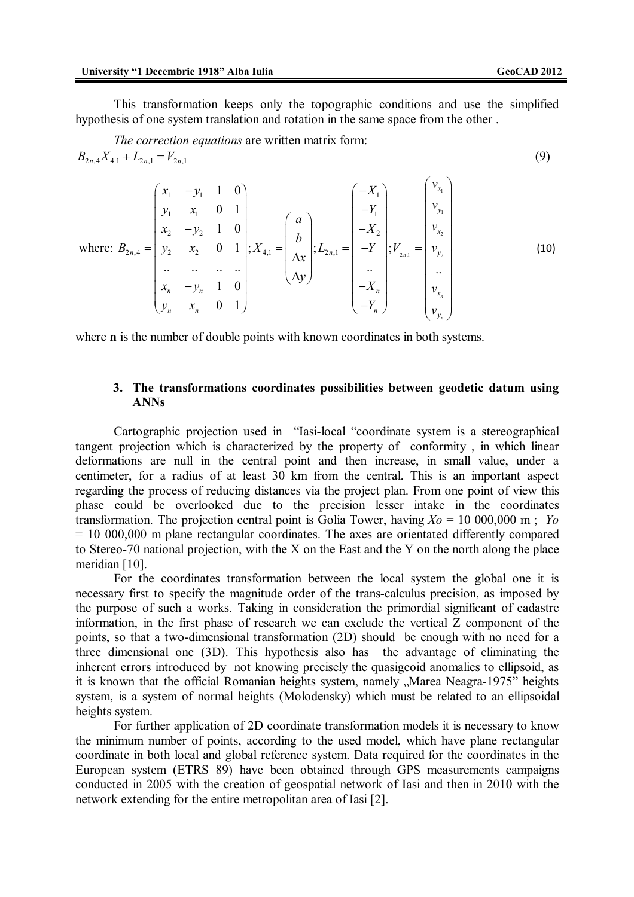This transformation keeps only the topographic conditions and use the simplified hypothesis of one system translation and rotation in the same space from the other .

*The correction equations* are written matrix form:

$$B_{2n,4}X_{4.1} + L_{2n,1} = V_{2n,1} \tag{9}$$

$$\text{where: } B_{2n,4} = \begin{pmatrix} x_1 & -y_1 & 1 & 0 \\ y_1 & x_1 & 0 & 1 \\ x_2 & -y_2 & 1 & 0 \\ y_2 & x_2 & 0 & 1 \\ .. & .. & .. & .. \\ x_n & -y_n & 1 & 0 \\ y_n & x_n & 0 & 1 \end{pmatrix}; X_{4,1} = \begin{pmatrix} a \\ b \\ \Delta x \\ \Delta y \end{pmatrix}; L_{2n,1} = \begin{pmatrix} -X_1 \\ -Y_1 \\ -X_2 \\ -Y \\ .. \\ -X_n \\ -Y_n \end{pmatrix}; V_{2n,1} = \begin{pmatrix} v_{x_1} \\ v_{y_1} \\ v_{x_2} \\ v_{y_2} \\ .. \\ v_{x_n} \\ v_{y_n} \end{pmatrix} \tag{10}$$

where **n** is the number of double points with known coordinates in both systems.

## 3. The transformations coordinates possibilities between geodetic datum using ANNs

Cartographic projection used in "Iasi-local "coordinate system is a stereographical tangent projection which is characterized by the property of conformity , in which linear deformations are null in the central point and then increase, in small value, under a centimeter, for a radius of at least 30 km from the central. This is an important aspect regarding the process of reducing distances via the project plan. From one point of view this phase could be overlooked due to the precision lesser intake in the coordinates transformation. The projection central point is Golia Tower, having *Xo* = 10 000,000 m ; *Yo* = 10 000,000 m plane rectangular coordinates. The axes are orientated differently compared to Stereo-70 national projection, with the X on the East and the Y on the north along the place meridian [10].

For the coordinates transformation between the local system the global one it is necessary first to specify the magnitude order of the trans-calculus precision, as imposed by the purpose of such ~~a~~ works. Taking in consideration the primordial significant of cadastre information, in the first phase of research we can exclude the vertical Z component of the points, so that a two-dimensional transformation (2D) should be enough with no need for a three dimensional one (3D). This hypothesis also has the advantage of eliminating the inherent errors introduced by not knowing precisely the quasigeoid anomalies to ellipsoid, as it is known that the official Romanian heights system, namely „Marea Neagra-1975" heights system, is a system of normal heights (Molodensky) which must be related to an ellipsoidal heights system.

For further application of 2D coordinate transformation models it is necessary to know the minimum number of points, according to the used model, which have plane rectangular coordinate in both local and global reference system. Data required for the coordinates in the European system (ETRS 89) have been obtained through GPS measurements campaigns conducted in 2005 with the creation of geospatial network of Iasi and then in 2010 with the network extending for the entire metropolitan area of Iasi [2].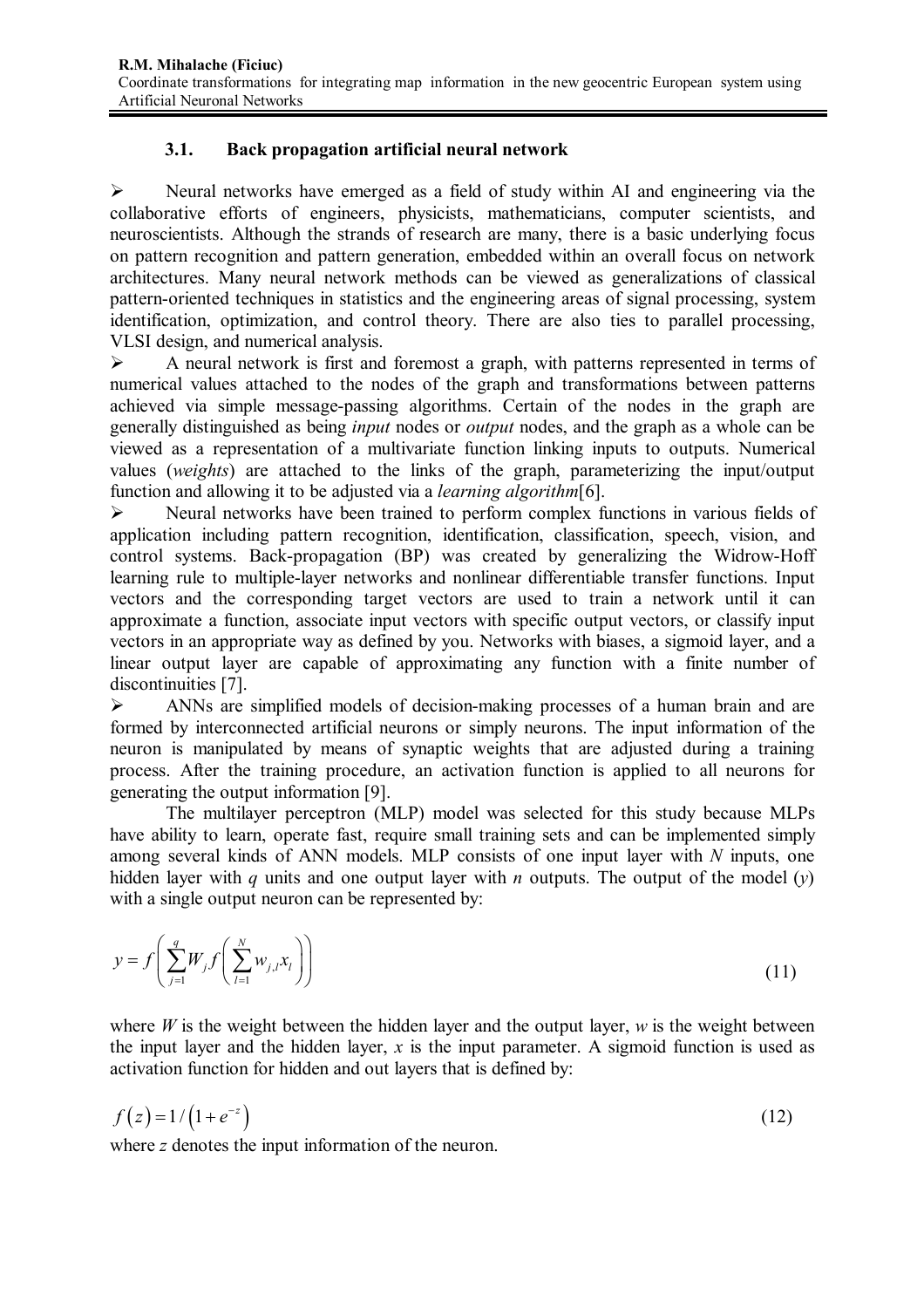### 3.1. Back propagation artificial neural network

- Neural networks have emerged as a field of study within AI and engineering via the collaborative efforts of engineers, physicists, mathematicians, computer scientists, and neuroscientists. Although the strands of research are many, there is a basic underlying focus on pattern recognition and pattern generation, embedded within an overall focus on network architectures. Many neural network methods can be viewed as generalizations of classical pattern-oriented techniques in statistics and the engineering areas of signal processing, system identification, optimization, and control theory. There are also ties to parallel processing, VLSI design, and numerical analysis.
- A neural network is first and foremost a graph, with patterns represented in terms of numerical values attached to the nodes of the graph and transformations between patterns achieved via simple message-passing algorithms. Certain of the nodes in the graph are generally distinguished as being *input* nodes or *output* nodes, and the graph as a whole can be viewed as a representation of a multivariate function linking inputs to outputs. Numerical values (*weights*) are attached to the links of the graph, parameterizing the input/output function and allowing it to be adjusted via a *learning algorithm*[6].
- Neural networks have been trained to perform complex functions in various fields of application including pattern recognition, identification, classification, speech, vision, and control systems. Back-propagation (BP) was created by generalizing the Widrow-Hoff learning rule to multiple-layer networks and nonlinear differentiable transfer functions. Input vectors and the corresponding target vectors are used to train a network until it can approximate a function, associate input vectors with specific output vectors, or classify input vectors in an appropriate way as defined by you. Networks with biases, a sigmoid layer, and a linear output layer are capable of approximating any function with a finite number of discontinuities [7].
- ANNs are simplified models of decision-making processes of a human brain and are formed by interconnected artificial neurons or simply neurons. The input information of the neuron is manipulated by means of synaptic weights that are adjusted during a training process. After the training procedure, an activation function is applied to all neurons for generating the output information [9].

The multilayer perceptron (MLP) model was selected for this study because MLPs have ability to learn, operate fast, require small training sets and can be implemented simply among several kinds of ANN models. MLP consists of one input layer with $N$ inputs, one hidden layer with $q$ units and one output layer with $n$ outputs. The output of the model ($y$) with a single output neuron can be represented by:

$$y = f\left(\sum_{j=1}^{q} W_j f\left(\sum_{l=1}^{N} w_{j,l} x_l\right)\right) \tag{11}$$

where $W$ is the weight between the hidden layer and the output layer, $w$ is the weight between the input layer and the hidden layer, $x$ is the input parameter. A sigmoid function is used as activation function for hidden and out layers that is defined by:

$$f(z) = 1/\left(1 + e^{-z}\right) \tag{12}$$

where $z$ denotes the input information of the neuron.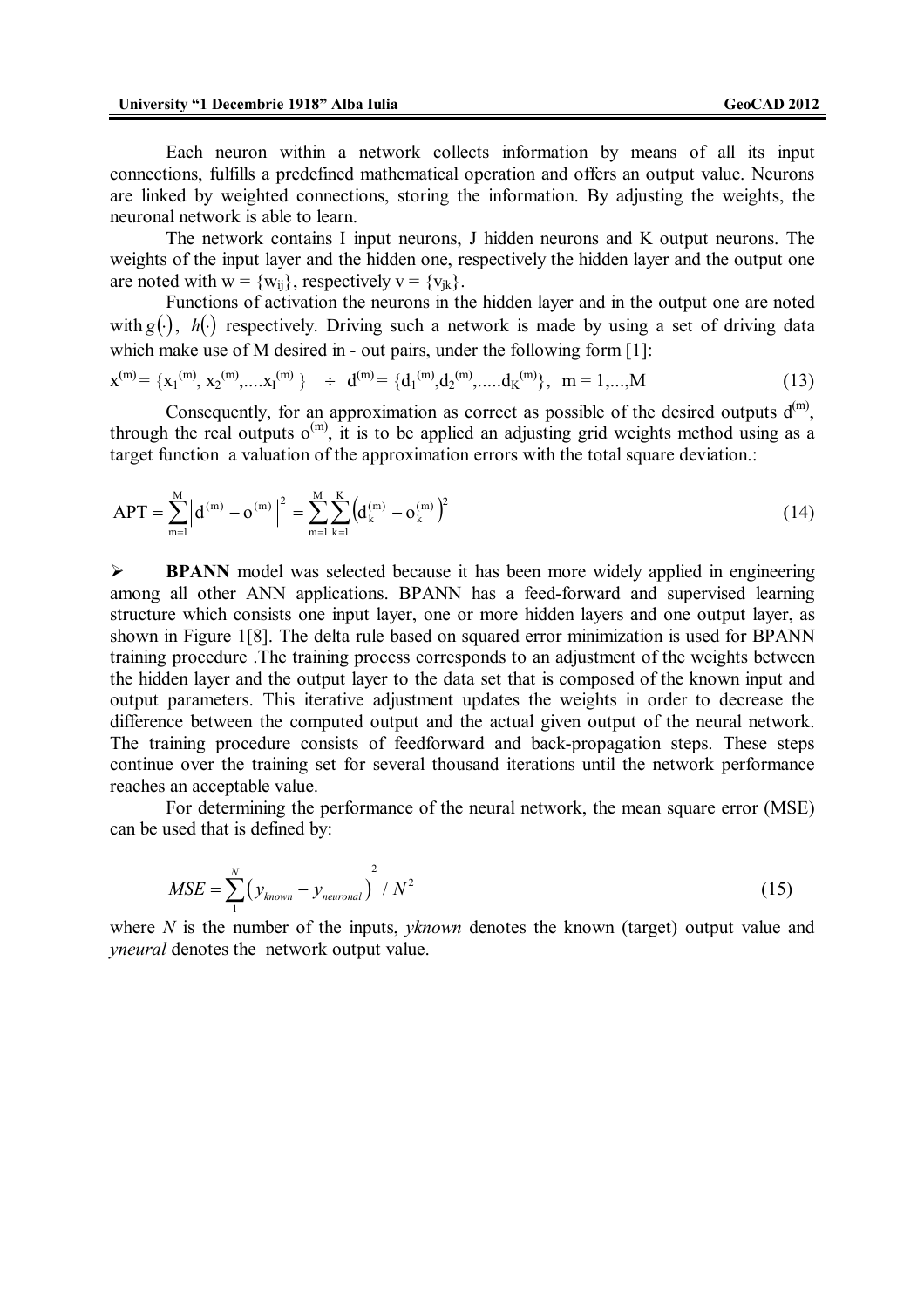Each neuron within a network collects information by means of all its input connections, fulfills a predefined mathematical operation and offers an output value. Neurons are linked by weighted connections, storing the information. By adjusting the weights, the neuronal network is able to learn.

The network contains I input neurons, J hidden neurons and K output neurons. The weights of the input layer and the hidden one, respectively the hidden layer and the output one are noted with $w = \{w_{ij}\}$, respectively $v = \{v_{jk}\}$.

Functions of activation the neurons in the hidden layer and in the output one are noted with $g(\cdot)$, $h(\cdot)$ respectively. Driving such a network is made by using a set of driving data which make use of M desired in - out pairs, under the following form [1]:

$$x^{(m)} = \{x_1^{(m)}, x_2^{(m)}, \ldots x_I^{(m)}\} \quad \div \quad d^{(m)} = \{d_1^{(m)}, d_2^{(m)}, \ldots d_K^{(m)}\}, \quad m = 1, \ldots, M \tag{13}$$

Consequently, for an approximation as correct as possible of the desired outputs $d^{(m)}$, through the real outputs $o^{(m)}$, it is to be applied an adjusting grid weights method using as a target function a valuation of the approximation errors with the total square deviation.:

$$APT = \sum_{m=1}^{M} \left\| d^{(m)} - o^{(m)} \right\|^2 = \sum_{m=1}^{M} \sum_{k=1}^{K} \left( d_k^{(m)} - o_k^{(m)} \right)^2 \tag{14}$$

- **BPANN** model was selected because it has been more widely applied in engineering among all other ANN applications. BPANN has a feed-forward and supervised learning structure which consists one input layer, one or more hidden layers and one output layer, as shown in Figure 1[8]. The delta rule based on squared error minimization is used for BPANN training procedure .The training process corresponds to an adjustment of the weights between the hidden layer and the output layer to the data set that is composed of the known input and output parameters. This iterative adjustment updates the weights in order to decrease the difference between the computed output and the actual given output of the neural network. The training procedure consists of feedforward and back-propagation steps. These steps continue over the training set for several thousand iterations until the network performance reaches an acceptable value.

For determining the performance of the neural network, the mean square error (MSE) can be used that is defined by:

$$MSE = \sum_{1}^{N} \left( y_{known} - y_{neuronal} \right)^2 / N^2 \tag{15}$$

where *N* is the number of the inputs, *yknown* denotes the known (target) output value and *yneural* denotes the network output value.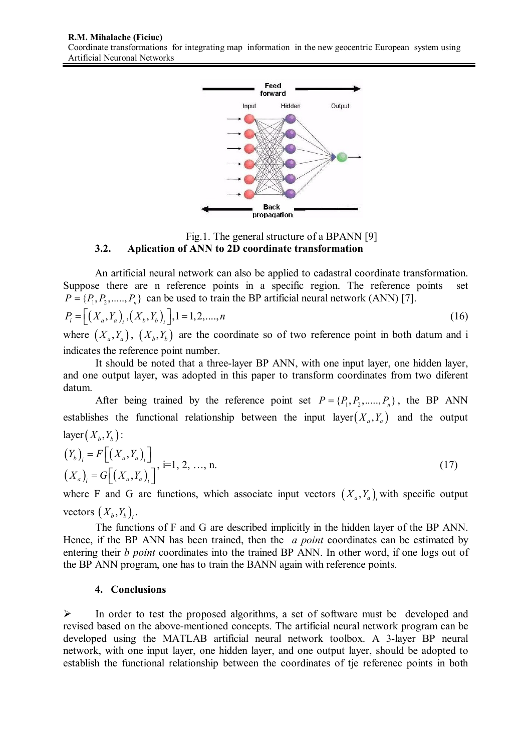Fig.1. The general structure of a BPANN [9]

### 3.2. Aplication of ANN to 2D coordinate transformation

An artificial neural network can also be applied to cadastral coordinate transformation. Suppose there are n reference points in a specific region. The reference points set $P = \{P_1, P_2, ....., P_n\}$ can be used to train the BP artificial neural network (ANN) [7].

$$P_i = \left[ \left(X_a, Y_a\right)_i, \left(X_b, Y_b\right)_i \right], 1 = 1, 2, ...., n \tag{16}$$

where $\left(X_a, Y_a\right)$, $\left(X_b, Y_b\right)$ are the coordinate so of two reference point in both datum and i indicates the reference point number.

It should be noted that a three-layer BP ANN, with one input layer, one hidden layer, and one output layer, was adopted in this paper to transform coordinates from two diferent datum.

After being trained by the reference point set $P = \{P_1, P_2, ....., P_n\}$, the BP ANN establishes the functional relationship between the input layer$\left(X_a, Y_a\right)$ and the output layer$\left(X_b, Y_b\right)$:

$$\begin{aligned} \left(Y_b\right)_i &= F\left[\left(X_a, Y_a\right)_i\right] \\ \left(X_a\right)_i &= G\left[\left(X_a, Y_a\right)_i\right] \end{aligned}, \text{ i=1, 2, …, n.} \tag{17}$$

where F and G are functions, which associate input vectors $\left(X_a, Y_a\right)_i$ with specific output vectors $\left(X_b, Y_b\right)_i$.

The functions of F and G are described implicitly in the hidden layer of the BP ANN. Hence, if the BP ANN has been trained, then the *a point* coordinates can be estimated by entering their *b point* coordinates into the trained BP ANN. In other word, if one logs out of the BP ANN program, one has to train the BANN again with reference points.

## 4. Conclusions

- In order to test the proposed algorithms, a set of software must be developed and revised based on the above-mentioned concepts. The artificial neural network program can be developed using the MATLAB artificial neural network toolbox. A 3-layer BP neural network, with one input layer, one hidden layer, and one output layer, should be adopted to establish the functional relationship between the coordinates of tje referenec points in both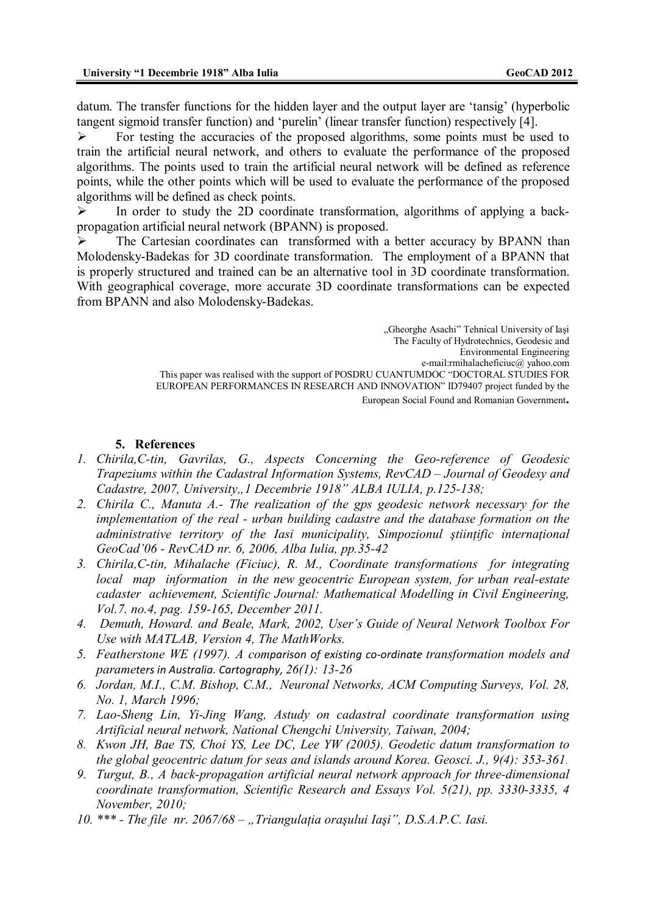datum. The transfer functions for the hidden layer and the output layer are 'tansig' (hyperbolic tangent sigmoid transfer function) and 'purelin' (linear transfer function) respectively [4].

- For testing the accuracies of the proposed algorithms, some points must be used to train the artificial neural network, and others to evaluate the performance of the proposed algorithms. The points used to train the artificial neural network will be defined as reference points, while the other points which will be used to evaluate the performance of the proposed algorithms will be defined as check points.
- In order to study the 2D coordinate transformation, algorithms of applying a back-propagation artificial neural network (BPANN) is proposed.
- The Cartesian coordinates can transformed with a better accuracy by BPANN than Molodensky-Badekas for 3D coordinate transformation. The employment of a BPANN that is properly structured and trained can be an alternative tool in 3D coordinate transformation. With geographical coverage, more accurate 3D coordinate transformations can be expected from BPANN and also Molodensky-Badekas.

„Gheorghe Asachi" Tehnical University of Iaşi
The Faculty of Hydrotechnics, Geodesic and
Environmental Engineering
e-mail:rmihalacheficiuc@ yahoo.com
This paper was realised with the support of POSDRU CUANTUMDOC "DOCTORAL STUDIES FOR EUROPEAN PERFORMANCES IN RESEARCH AND INNOVATION" ID79407 project funded by the European Social Found and Romanian Government.

## 5. References

1. *Chirila,C-tin, Gavrilas, G., Aspects Concerning the Geo-reference of Geodesic Trapeziums within the Cadastral Information Systems, RevCAD – Journal of Geodesy and Cadastre, 2007, University„1 Decembrie 1918" ALBA IULIA, p.125-138;*
2. *Chirila C., Manuta A.- The realization of the gps geodesic network necessary for the implementation of the real - urban building cadastre and the database formation on the administrative territory of the Iasi municipality, Simpozionul ştiinţific internaţional GeoCad'06 - RevCAD nr. 6, 2006, Alba Iulia, pp.35-42*
3. *Chirila,C-tin, Mihalache (Ficiuc), R. M., Coordinate transformations for integrating local map information in the new geocentric European system, for urban real-estate cadaster achievement, Scientific Journal: Mathematical Modelling in Civil Engineering, Vol.7. no.4, pag. 159-165, December 2011.*
4. *Demuth, Howard. and Beale, Mark, 2002, User's Guide of Neural Network Toolbox For Use with MATLAB, Version 4, The MathWorks.*
5. *Featherstone WE (1997). A comparison of existing co-ordinate transformation models and parameters in Australia. Cartography, 26(1): 13-26*
6. *Jordan, M.I., C.M. Bishop, C.M., Neuronal Networks, ACM Computing Surveys, Vol. 28, No. 1, March 1996;*
7. *Lao-Sheng Lin, Yi-Jing Wang, Astudy on cadastral coordinate transformation using Artificial neural network, National Chengchi University, Taiwan, 2004;*
8. *Kwon JH, Bae TS, Choi YS, Lee DC, Lee YW (2005). Geodetic datum transformation to the global geocentric datum for seas and islands around Korea. Geosci. J., 9(4): 353-361.*
9. *Turgut, B., A back-propagation artificial neural network approach for three-dimensional coordinate transformation, Scientific Research and Essays Vol. 5(21), pp. 3330-3335, 4 November, 2010;*
10. *\*\*\* - The file nr. 2067/68 – „Triangulaţia oraşului Iaşi", D.S.A.P.C. Iasi.*